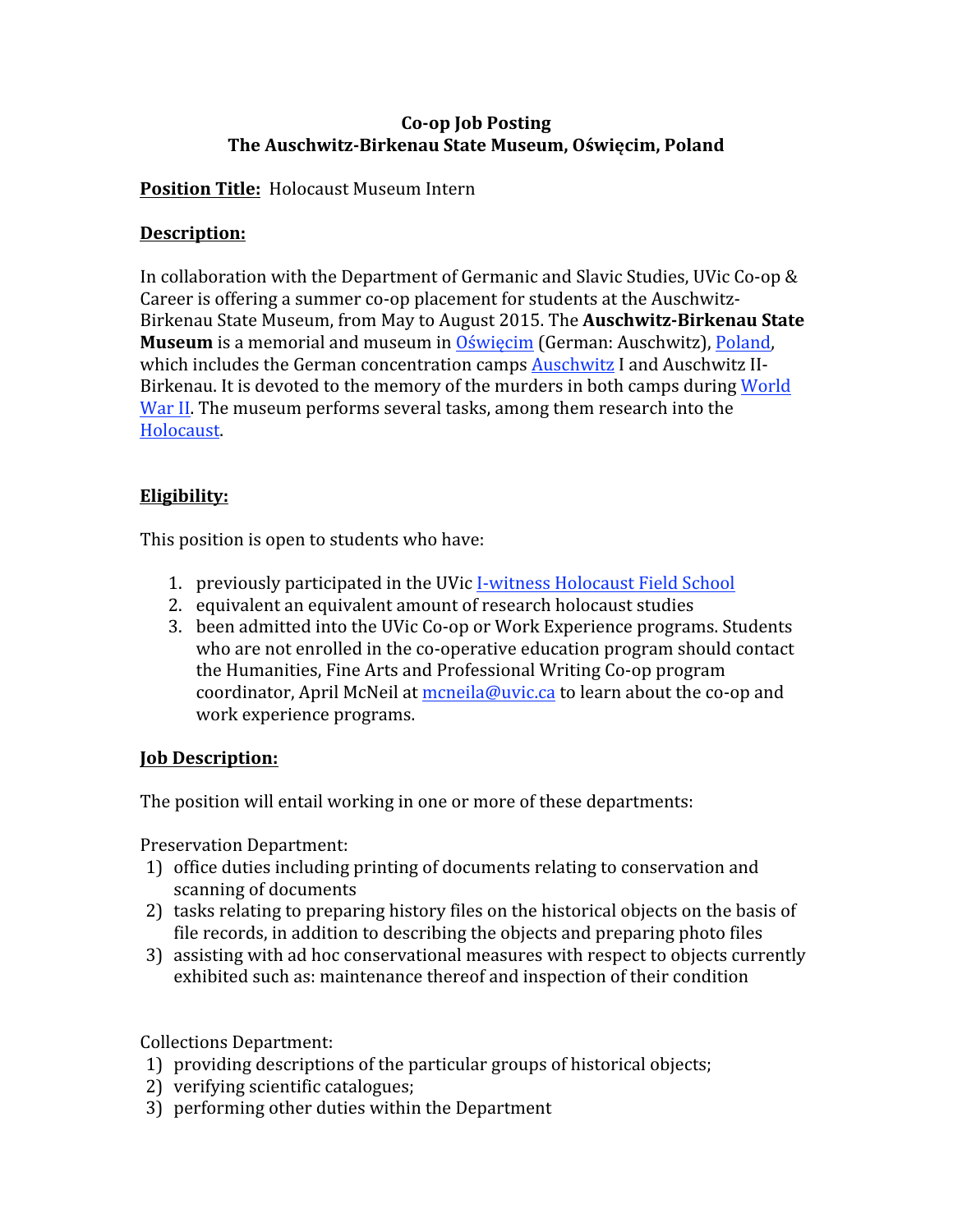**Co-op Job Posting**
**The Auschwitz-Birkenau State Museum, Oświęcim, Poland**

**Position Title:** Holocaust Museum Intern

**Description:**

In collaboration with the Department of Germanic and Slavic Studies, UVic Co-op & Career is offering a summer co-op placement for students at the Auschwitz-Birkenau State Museum, from May to August 2015. The **Auschwitz-Birkenau State Museum** is a memorial and museum in Oświęcim (German: Auschwitz), Poland, which includes the German concentration camps Auschwitz I and Auschwitz II-Birkenau. It is devoted to the memory of the murders in both camps during World War II. The museum performs several tasks, among them research into the Holocaust.

**Eligibility:**

This position is open to students who have:

1. previously participated in the UVic I-witness Holocaust Field School
2. equivalent an equivalent amount of research holocaust studies
3. been admitted into the UVic Co-op or Work Experience programs. Students who are not enrolled in the co-operative education program should contact the Humanities, Fine Arts and Professional Writing Co-op program coordinator, April McNeil at mcneila@uvic.ca to learn about the co-op and work experience programs.

**Job Description:**

The position will entail working in one or more of these departments:

Preservation Department:

1) office duties including printing of documents relating to conservation and scanning of documents
2) tasks relating to preparing history files on the historical objects on the basis of file records, in addition to describing the objects and preparing photo files
3) assisting with ad hoc conservational measures with respect to objects currently exhibited such as: maintenance thereof and inspection of their condition

Collections Department:

1) providing descriptions of the particular groups of historical objects;
2) verifying scientific catalogues;
3) performing other duties within the Department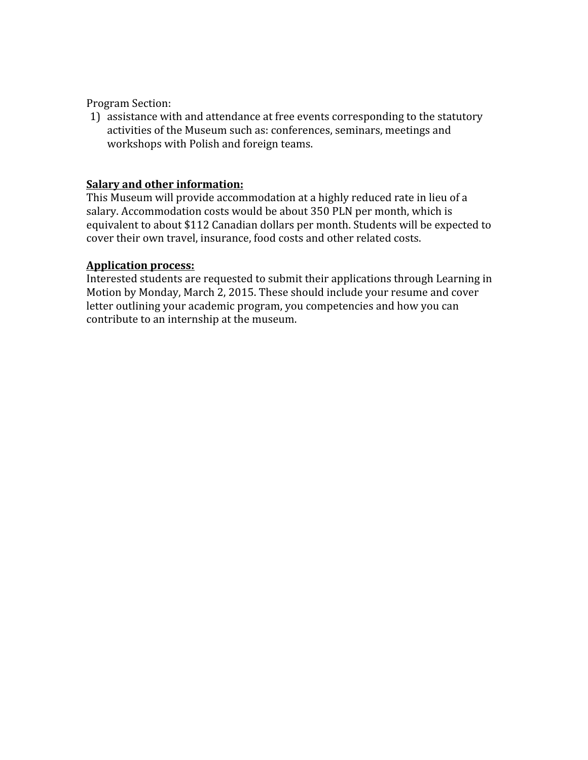Program Section:

1) assistance with and attendance at free events corresponding to the statutory activities of the Museum such as: conferences, seminars, meetings and workshops with Polish and foreign teams.

**Salary and other information:**

This Museum will provide accommodation at a highly reduced rate in lieu of a salary. Accommodation costs would be about 350 PLN per month, which is equivalent to about $112 Canadian dollars per month. Students will be expected to cover their own travel, insurance, food costs and other related costs.

**Application process:**

Interested students are requested to submit their applications through Learning in Motion by Monday, March 2, 2015. These should include your resume and cover letter outlining your academic program, you competencies and how you can contribute to an internship at the museum.